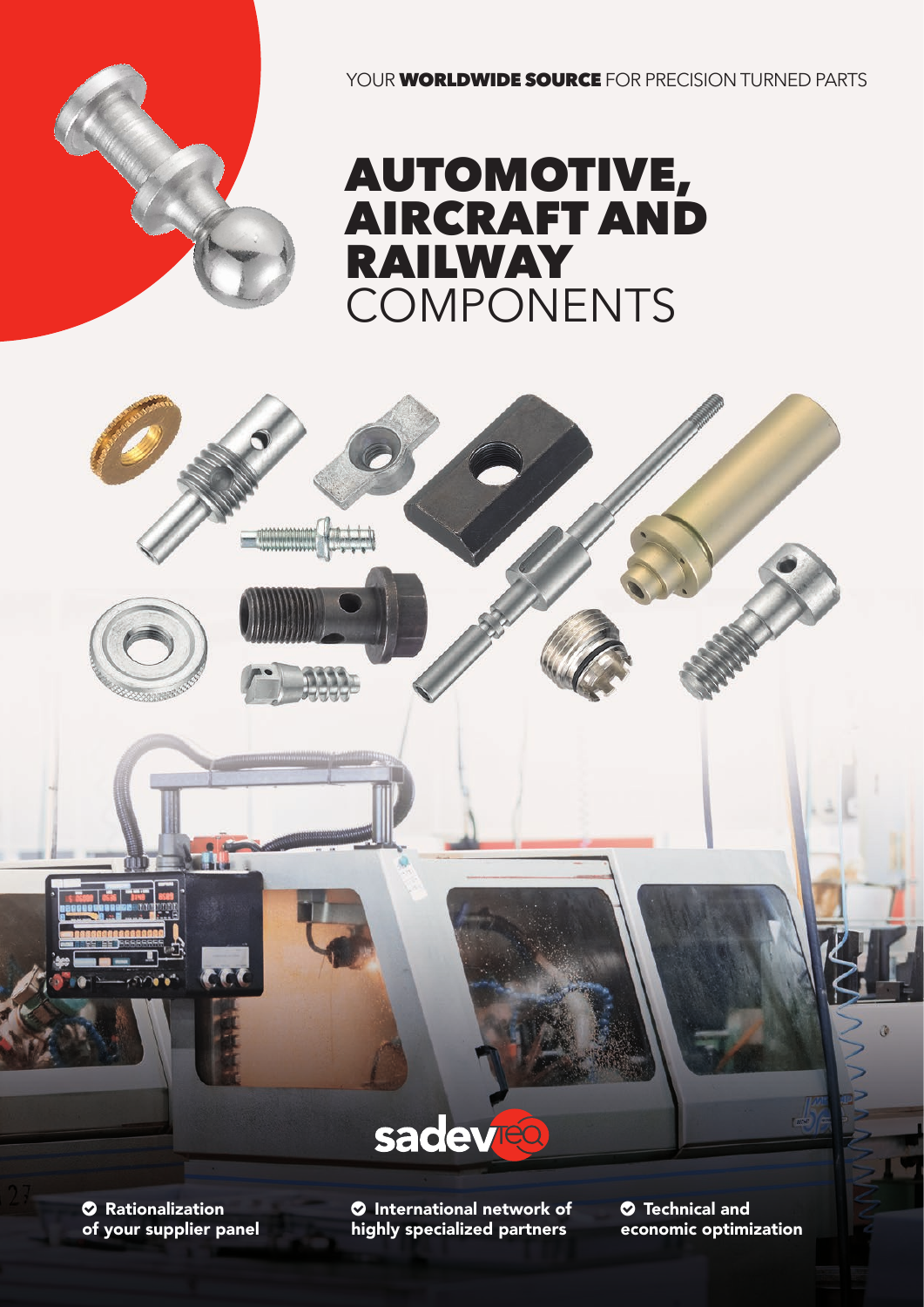YOUR **WORLDWIDE SOURCE** FOR PRECISION TURNED PARTS

# AUTOMOTIVE, AIRCRAFT AND RAILWAY COMPONENTS

sadevteq

- **Rationalization of your supplier panel**
- **International network of highly specialized partners**
- **Technical and economic optimization**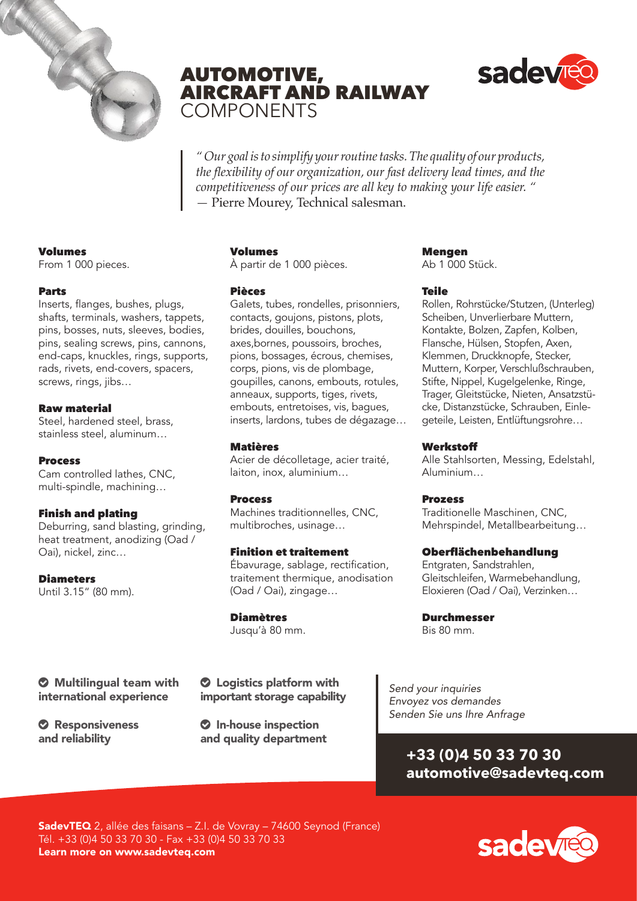# AUTOMOTIVE, AIRCRAFT AND RAILWAY COMPONENTS

*" Our goal is to simplify your routine tasks. The quality of our products, the flexibility of our organization, our fast delivery lead times, and the competitiveness of our prices are all key to making your life easier. "*
— Pierre Mourey, Technical salesman.

### Volumes
From 1 000 pieces.

### Parts
Inserts, flanges, bushes, plugs, shafts, terminals, washers, tappets, pins, bosses, nuts, sleeves, bodies, pins, sealing screws, pins, cannons, end-caps, knuckles, rings, supports, rads, rivets, end-covers, spacers, screws, rings, jibs…

### Raw material
Steel, hardened steel, brass, stainless steel, aluminum…

### Process
Cam controlled lathes, CNC, multi-spindle, machining…

### Finish and plating
Deburring, sand blasting, grinding, heat treatment, anodizing (Oad / Oai), nickel, zinc…

### Diameters
Until 3.15" (80 mm).

### Volumes
À partir de 1 000 pièces.

### Pièces
Galets, tubes, rondelles, prisonniers, contacts, goujons, pistons, plots, brides, douilles, bouchons, axes,bornes, poussoirs, broches, pions, bossages, écrous, chemises, corps, pions, vis de plombage, goupilles, canons, embouts, rotules, anneaux, supports, tiges, rivets, embouts, entretoises, vis, bagues, inserts, lardons, tubes de dégazage…

### Matières
Acier de décolletage, acier traité, laiton, inox, aluminium…

### Process
Machines traditionnelles, CNC, multibroches, usinage…

### Finition et traitement
Ébavurage, sablage, rectification, traitement thermique, anodisation (Oad / Oai), zingage…

### Diamètres
Jusqu'à 80 mm.

### Mengen
Ab 1 000 Stück.

### Teile
Rollen, Rohrstücke/Stutzen, (Unterleg) Scheiben, Unverlierbare Muttern, Kontakte, Bolzen, Zapfen, Kolben, Flansche, Hülsen, Stopfen, Axen, Klemmen, Druckknopfe, Stecker, Muttern, Korper, Verschlußschrauben, Stifte, Nippel, Kugelgelenke, Ringe, Trager, Gleitstücke, Nieten, Ansatzstücke, Distanzstücke, Schrauben, Einlegeteile, Leisten, Entlüftungsrohre…

### Werkstoff
Alle Stahlsorten, Messing, Edelstahl, Aluminium…

### Prozess
Traditionelle Maschinen, CNC, Mehrspindel, Metallbearbeitung…

### Oberflächenbehandlung
Entgraten, Sandstrahlen, Gleitschleifen, Warmebehandlung, Eloxieren (Oad / Oai), Verzinken…

### Durchmesser
Bis 80 mm.

- **Multilingual team with international experience**
- **Responsiveness and reliability**
- **Logistics platform with important storage capability**
- **In-house inspection and quality department**

*Send your inquiries*
*Envoyez vos demandes*
*Senden Sie uns Ihre Anfrage*

**+33 (0)4 50 33 70 30**
**automotive@sadevteq.com**

**SadevTEQ** 2, allée des faisans – Z.I. de Vovray – 74600 Seynod (France)
Tél. +33 (0)4 50 33 70 30 - Fax +33 (0)4 50 33 70 33
**Learn more on www.sadevteq.com**